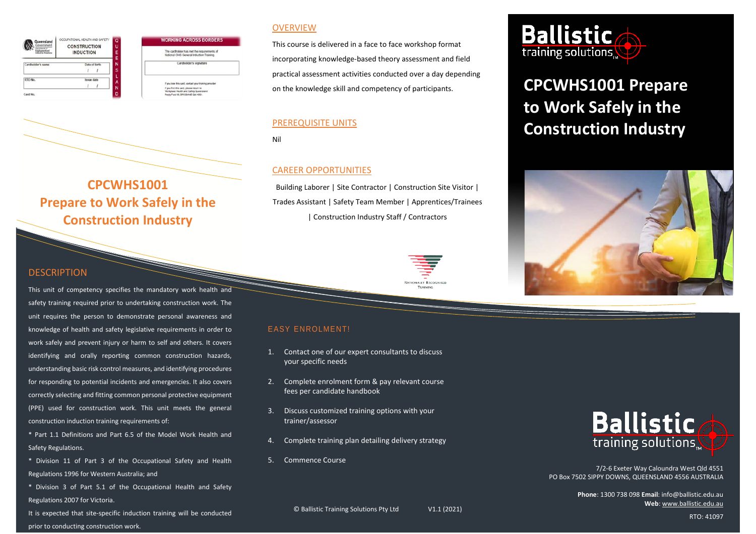# CPCWHS1001 Prepare to Work Safely in the Construction Industry

## CPCWHS1001
## Prepare to Work Safely in the Construction Industry

## DESCRIPTION

This unit of competency specifies the mandatory work health and safety training required prior to undertaking construction work. The unit requires the person to demonstrate personal awareness and knowledge of health and safety legislative requirements in order to work safely and prevent injury or harm to self and others. It covers identifying and orally reporting common construction hazards, understanding basic risk control measures, and identifying procedures for responding to potential incidents and emergencies. It also covers correctly selecting and fitting common personal protective equipment (PPE) used for construction work. This unit meets the general construction induction training requirements of:

* Part 1.1 Definitions and Part 6.5 of the Model Work Health and Safety Regulations.

* Division 11 of Part 3 of the Occupational Safety and Health Regulations 1996 for Western Australia; and

* Division 3 of Part 5.1 of the Occupational Health and Safety Regulations 2007 for Victoria.

It is expected that site-specific induction training will be conducted prior to conducting construction work.

## OVERVIEW

This course is delivered in a face to face workshop format incorporating knowledge-based theory assessment and field practical assessment activities conducted over a day depending on the knowledge skill and competency of participants.

## PREREQUISITE UNITS

Nil

## CAREER OPPORTUNITIES

Building Laborer | Site Contractor | Construction Site Visitor | Trades Assistant | Safety Team Member | Apprentices/Trainees | Construction Industry Staff / Contractors

## EASY ENROLMENT!

1. Contact one of our expert consultants to discuss your specific needs
2. Complete enrolment form & pay relevant course fees per candidate handbook
3. Discuss customized training options with your trainer/assessor
4. Complete training plan detailing delivery strategy
5. Commence Course

© Ballistic Training Solutions Pty Ltd V1.1 (2021)

Ballistic training solutions

7/2-6 Exeter Way Caloundra West Qld 4551
PO Box 7502 SIPPY DOWNS, QUEENSLAND 4556 AUSTRALIA

**Phone**: 1300 738 098 **Email**: info@ballistic.edu.au
**Web**: www.ballistic.edu.au

RTO: 41097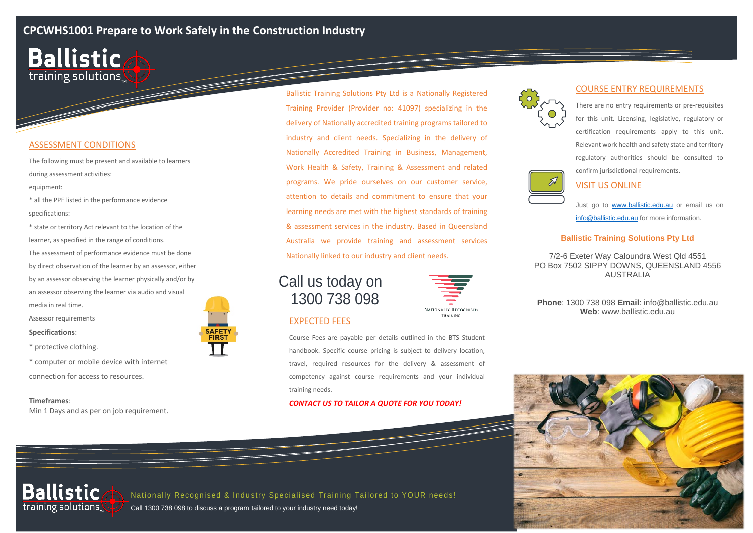# CPCWHS1001 Prepare to Work Safely in the Construction Industry

## ASSESSMENT CONDITIONS

The following must be present and available to learners during assessment activities:

equipment:

* all the PPE listed in the performance evidence specifications:

* state or territory Act relevant to the location of the learner, as specified in the range of conditions.

The assessment of performance evidence must be done by direct observation of the learner by an assessor, either by an assessor observing the learner physically and/or by an assessor observing the learner via audio and visual media in real time.

Assessor requirements

**Specifications**:

* protective clothing.

* computer or mobile device with internet connection for access to resources.

**Timeframes**:
Min 1 Days and as per on job requirement.

Ballistic Training Solutions Pty Ltd is a Nationally Registered Training Provider (Provider no: 41097) specializing in the delivery of Nationally accredited training programs tailored to industry and client needs. Specializing in the delivery of Nationally Accredited Training in Business, Management, Work Health & Safety, Training & Assessment and related programs. We pride ourselves on our customer service, attention to details and commitment to ensure that your learning needs are met with the highest standards of training & assessment services in the industry. Based in Queensland Australia we provide training and assessment services Nationally linked to our industry and client needs.

Call us today on
1300 738 098

Nationally Recognised Training

## EXPECTED FEES

Course Fees are payable per details outlined in the BTS Student handbook. Specific course pricing is subject to delivery location, travel, required resources for the delivery & assessment of competency against course requirements and your individual training needs.

***CONTACT US TO TAILOR A QUOTE FOR YOU TODAY!***

## COURSE ENTRY REQUIREMENTS

There are no entry requirements or pre-requisites for this unit. Licensing, legislative, regulatory or certification requirements apply to this unit. Relevant work health and safety state and territory regulatory authorities should be consulted to confirm jurisdictional requirements.

## VISIT US ONLINE

Just go to www.ballistic.edu.au or email us on info@ballistic.edu.au for more information.

**Ballistic Training Solutions Pty Ltd**

7/2-6 Exeter Way Caloundra West Qld 4551
PO Box 7502 SIPPY DOWNS, QUEENSLAND 4556
AUSTRALIA

**Phone**: 1300 738 098 **Email**: info@ballistic.edu.au
**Web**: www.ballistic.edu.au

Nationally Recognised & Industry Specialised Training Tailored to YOUR needs!

Call 1300 738 098 to discuss a program tailored to your industry need today!